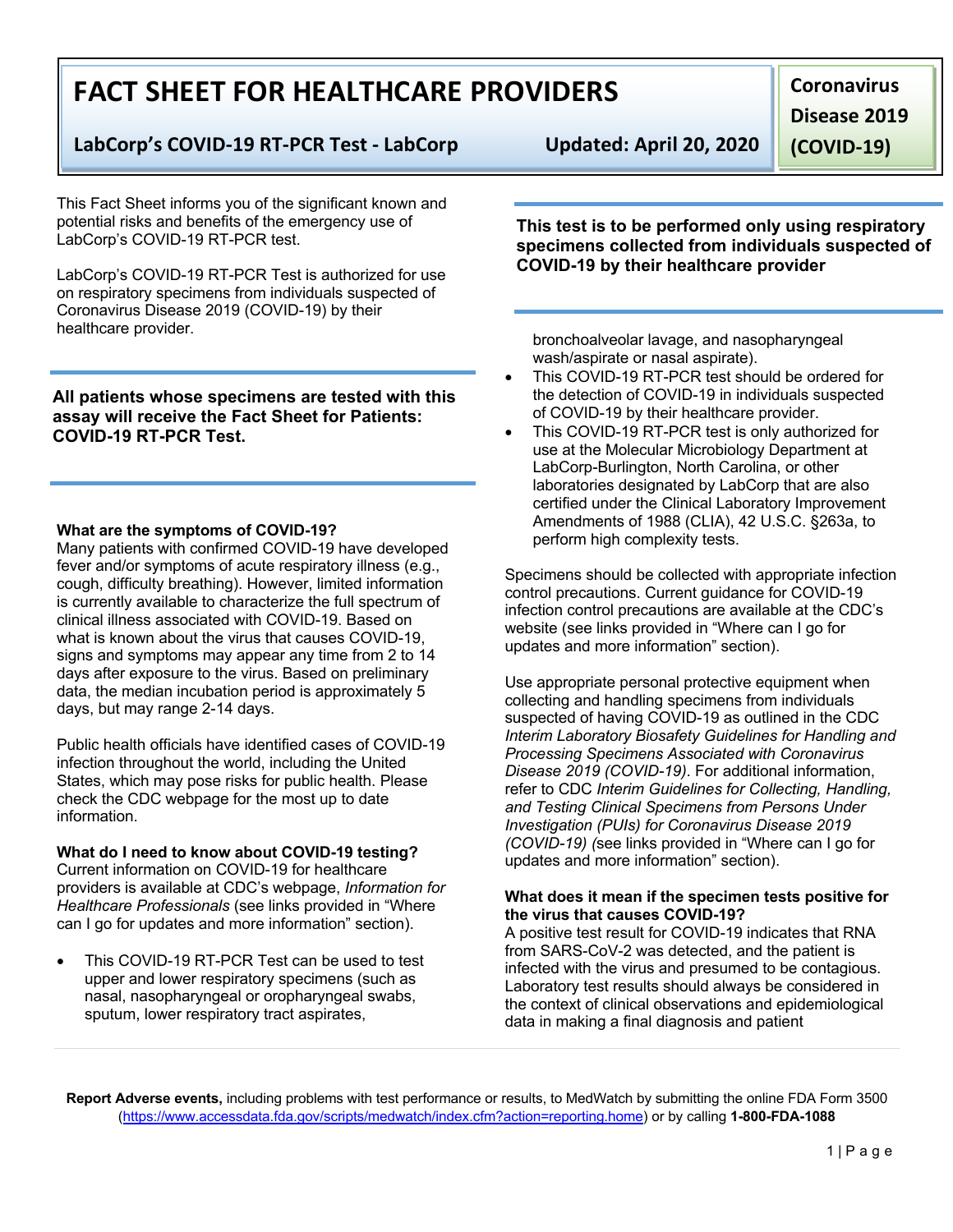# FACT SHEET FOR HEALTHCARE PROVIDERS

**LabCorp's COVID-19 RT-PCR Test - LabCorp** **Updated: April 20, 2020**

**Coronavirus Disease 2019 (COVID-19)**

This Fact Sheet informs you of the significant known and potential risks and benefits of the emergency use of LabCorp's COVID-19 RT-PCR test.

LabCorp's COVID-19 RT-PCR Test is authorized for use on respiratory specimens from individuals suspected of Coronavirus Disease 2019 (COVID-19) by their healthcare provider.

**All patients whose specimens are tested with this assay will receive the Fact Sheet for Patients: COVID-19 RT-PCR Test.**

**This test is to be performed only using respiratory specimens collected from individuals suspected of COVID-19 by their healthcare provider**

**What are the symptoms of COVID-19?**
Many patients with confirmed COVID-19 have developed fever and/or symptoms of acute respiratory illness (e.g., cough, difficulty breathing). However, limited information is currently available to characterize the full spectrum of clinical illness associated with COVID-19. Based on what is known about the virus that causes COVID-19, signs and symptoms may appear any time from 2 to 14 days after exposure to the virus. Based on preliminary data, the median incubation period is approximately 5 days, but may range 2-14 days.

Public health officials have identified cases of COVID-19 infection throughout the world, including the United States, which may pose risks for public health. Please check the CDC webpage for the most up to date information.

**What do I need to know about COVID-19 testing?**
Current information on COVID-19 for healthcare providers is available at CDC's webpage, *Information for Healthcare Professionals* (see links provided in "Where can I go for updates and more information" section).

- This COVID-19 RT-PCR Test can be used to test upper and lower respiratory specimens (such as nasal, nasopharyngeal or oropharyngeal swabs, sputum, lower respiratory tract aspirates, bronchoalveolar lavage, and nasopharyngeal wash/aspirate or nasal aspirate).
- This COVID-19 RT-PCR test should be ordered for the detection of COVID-19 in individuals suspected of COVID-19 by their healthcare provider.
- This COVID-19 RT-PCR test is only authorized for use at the Molecular Microbiology Department at LabCorp-Burlington, North Carolina, or other laboratories designated by LabCorp that are also certified under the Clinical Laboratory Improvement Amendments of 1988 (CLIA), 42 U.S.C. §263a, to perform high complexity tests.

Specimens should be collected with appropriate infection control precautions. Current guidance for COVID-19 infection control precautions are available at the CDC's website (see links provided in "Where can I go for updates and more information" section).

Use appropriate personal protective equipment when collecting and handling specimens from individuals suspected of having COVID-19 as outlined in the CDC *Interim Laboratory Biosafety Guidelines for Handling and Processing Specimens Associated with Coronavirus Disease 2019 (COVID-19)*. For additional information, refer to CDC *Interim Guidelines for Collecting, Handling, and Testing Clinical Specimens from Persons Under Investigation (PUIs) for Coronavirus Disease 2019 (COVID-19) (*see links provided in "Where can I go for updates and more information" section).

**What does it mean if the specimen tests positive for the virus that causes COVID-19?**
A positive test result for COVID-19 indicates that RNA from SARS-CoV-2 was detected, and the patient is infected with the virus and presumed to be contagious. Laboratory test results should always be considered in the context of clinical observations and epidemiological data in making a final diagnosis and patient

**Report Adverse events,** including problems with test performance or results, to MedWatch by submitting the online FDA Form 3500 (https://www.accessdata.fda.gov/scripts/medwatch/index.cfm?action=reporting.home) or by calling **1-800-FDA-1088**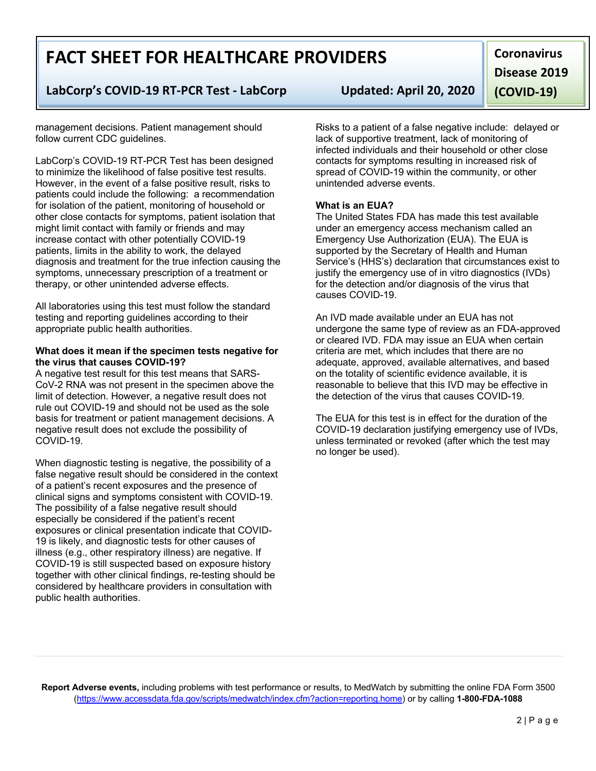management decisions. Patient management should follow current CDC guidelines.

LabCorp's COVID-19 RT-PCR Test has been designed to minimize the likelihood of false positive test results. However, in the event of a false positive result, risks to patients could include the following: a recommendation for isolation of the patient, monitoring of household or other close contacts for symptoms, patient isolation that might limit contact with family or friends and may increase contact with other potentially COVID-19 patients, limits in the ability to work, the delayed diagnosis and treatment for the true infection causing the symptoms, unnecessary prescription of a treatment or therapy, or other unintended adverse effects.

All laboratories using this test must follow the standard testing and reporting guidelines according to their appropriate public health authorities.

**What does it mean if the specimen tests negative for the virus that causes COVID-19?**

A negative test result for this test means that SARS-CoV-2 RNA was not present in the specimen above the limit of detection. However, a negative result does not rule out COVID-19 and should not be used as the sole basis for treatment or patient management decisions. A negative result does not exclude the possibility of COVID-19.

When diagnostic testing is negative, the possibility of a false negative result should be considered in the context of a patient's recent exposures and the presence of clinical signs and symptoms consistent with COVID-19. The possibility of a false negative result should especially be considered if the patient's recent exposures or clinical presentation indicate that COVID-19 is likely, and diagnostic tests for other causes of illness (e.g., other respiratory illness) are negative. If COVID-19 is still suspected based on exposure history together with other clinical findings, re-testing should be considered by healthcare providers in consultation with public health authorities.

Risks to a patient of a false negative include: delayed or lack of supportive treatment, lack of monitoring of infected individuals and their household or other close contacts for symptoms resulting in increased risk of spread of COVID-19 within the community, or other unintended adverse events.

**What is an EUA?**

The United States FDA has made this test available under an emergency access mechanism called an Emergency Use Authorization (EUA). The EUA is supported by the Secretary of Health and Human Service's (HHS's) declaration that circumstances exist to justify the emergency use of in vitro diagnostics (IVDs) for the detection and/or diagnosis of the virus that causes COVID-19.

An IVD made available under an EUA has not undergone the same type of review as an FDA-approved or cleared IVD. FDA may issue an EUA when certain criteria are met, which includes that there are no adequate, approved, available alternatives, and based on the totality of scientific evidence available, it is reasonable to believe that this IVD may be effective in the detection of the virus that causes COVID-19.

The EUA for this test is in effect for the duration of the COVID-19 declaration justifying emergency use of IVDs, unless terminated or revoked (after which the test may no longer be used).

**Report Adverse events,** including problems with test performance or results, to MedWatch by submitting the online FDA Form 3500 (https://www.accessdata.fda.gov/scripts/medwatch/index.cfm?action=reporting.home) or by calling **1-800-FDA-1088**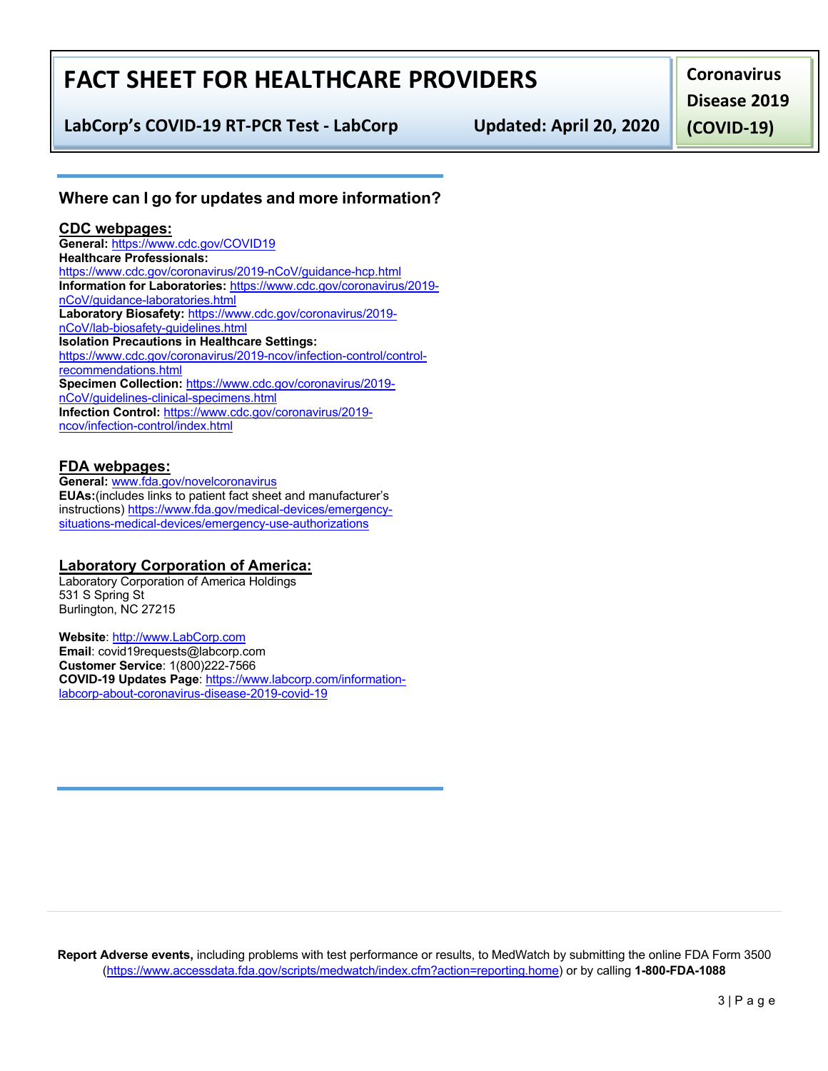## Where can I go for updates and more information?

### CDC webpages:

**General:** https://www.cdc.gov/COVID19
**Healthcare Professionals:**
https://www.cdc.gov/coronavirus/2019-nCoV/guidance-hcp.html
**Information for Laboratories:** https://www.cdc.gov/coronavirus/2019-nCoV/guidance-laboratories.html
**Laboratory Biosafety:** https://www.cdc.gov/coronavirus/2019-nCoV/lab-biosafety-guidelines.html
**Isolation Precautions in Healthcare Settings:**
https://www.cdc.gov/coronavirus/2019-ncov/infection-control/control-recommendations.html
**Specimen Collection:** https://www.cdc.gov/coronavirus/2019-nCoV/guidelines-clinical-specimens.html
**Infection Control:** https://www.cdc.gov/coronavirus/2019-ncov/infection-control/index.html

### FDA webpages:

**General:** www.fda.gov/novelcoronavirus
**EUAs:**(includes links to patient fact sheet and manufacturer's instructions) https://www.fda.gov/medical-devices/emergency-situations-medical-devices/emergency-use-authorizations

### Laboratory Corporation of America:

Laboratory Corporation of America Holdings
531 S Spring St
Burlington, NC 27215

**Website**: http://www.LabCorp.com
**Email**: covid19requests@labcorp.com
**Customer Service**: 1(800)222-7566
**COVID-19 Updates Page**: https://www.labcorp.com/information-labcorp-about-coronavirus-disease-2019-covid-19

**Report Adverse events,** including problems with test performance or results, to MedWatch by submitting the online FDA Form 3500 (https://www.accessdata.fda.gov/scripts/medwatch/index.cfm?action=reporting.home) or by calling **1-800-FDA-1088**